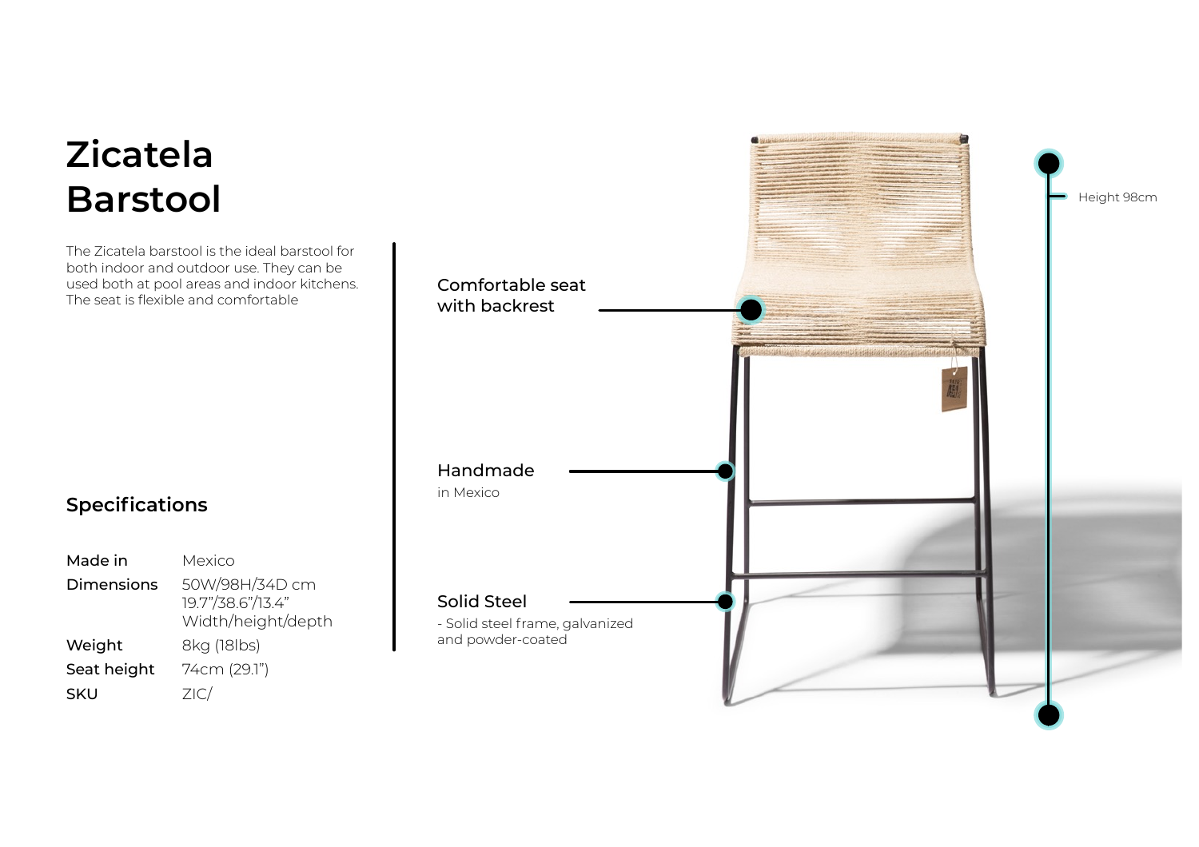# Zicatela Barstool

The Zicatela barstool is the ideal barstool for both indoor and outdoor use. They can be used both at pool areas and indoor kitchens. The seat is flexible and comfortable

## Specifications

| | |
|---|---|
| **Made in** | Mexico |
| **Dimensions** | 50W/98H/34D cm<br>19.7"/38.6"/13.4"<br>Width/height/depth |
| **Weight** | 8kg (18lbs) |
| **Seat height** | 74cm (29.1") |
| **SKU** | ZIC/ |

**Comfortable seat with backrest**

**Handmade**
in Mexico

**Solid Steel**
- Solid steel frame, galvanized and powder-coated

Height 98cm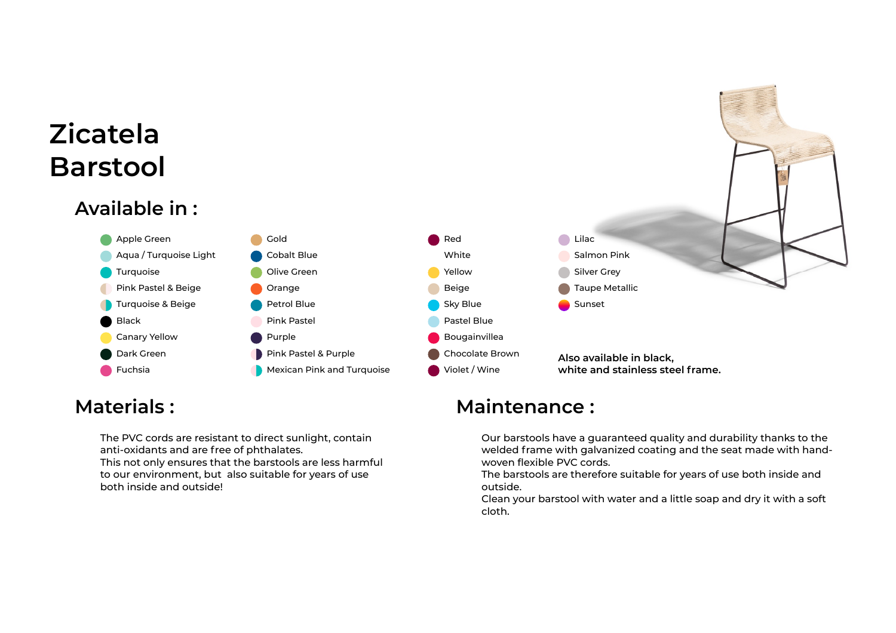# Zicatela Barstool

## Available in :

- Apple Green
- Aqua / Turquoise Light
- Turquoise
- Pink Pastel & Beige
- Turquoise & Beige
- Black
- Canary Yellow
- Dark Green
- Fuchsia
- Gold
- Cobalt Blue
- Olive Green
- Orange
- Petrol Blue
- Pink Pastel
- Purple
- Pink Pastel & Purple
- Mexican Pink and Turquoise
- Red
- White
- Yellow
- Beige
- Sky Blue
- Pastel Blue
- Bougainvillea
- Chocolate Brown
- Violet / Wine
- Lilac
- Salmon Pink
- Silver Grey
- Taupe Metallic
- Sunset

**Also available in black, white and stainless steel frame.**

## Materials :

The PVC cords are resistant to direct sunlight, contain anti-oxidants and are free of phthalates.
This not only ensures that the barstools are less harmful to our environment, but also suitable for years of use both inside and outside!

## Maintenance :

Our barstools have a guaranteed quality and durability thanks to the welded frame with galvanized coating and the seat made with hand-woven flexible PVC cords.
The barstools are therefore suitable for years of use both inside and outside.
Clean your barstool with water and a little soap and dry it with a soft cloth.